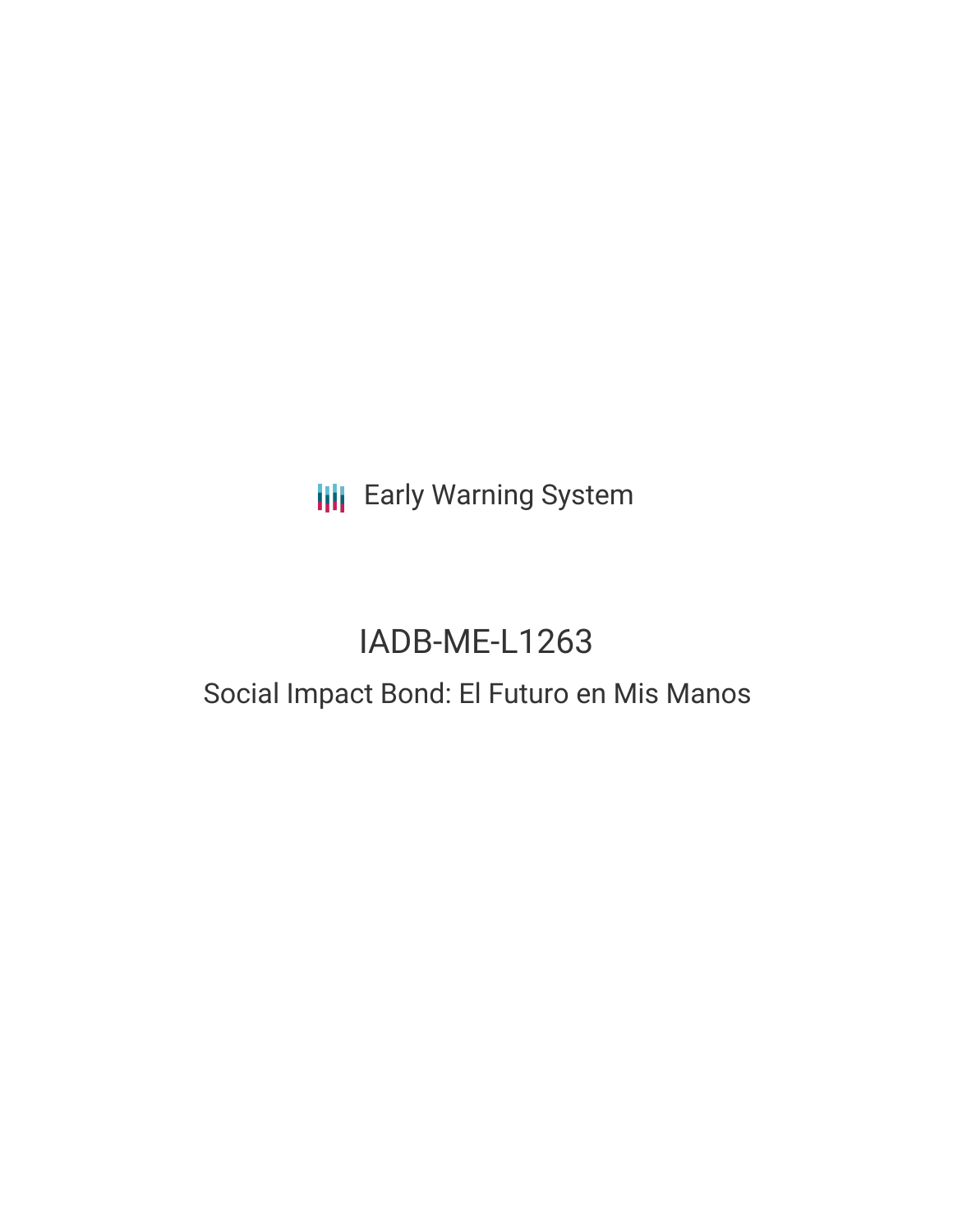Early Warning System

# IADB-ME-L1263

## Social Impact Bond: El Futuro en Mis Manos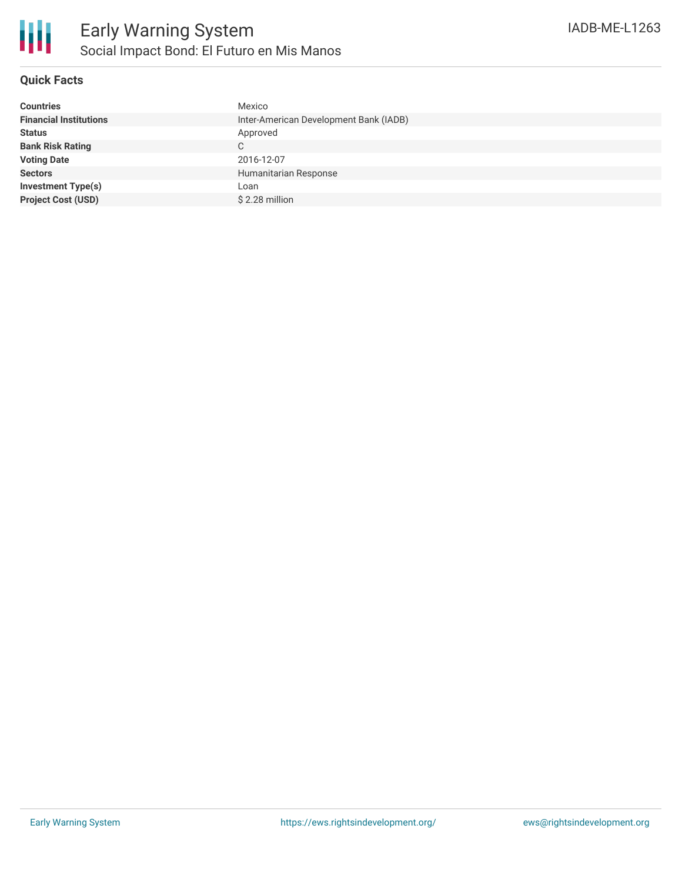# Early Warning System

## Social Impact Bond: El Futuro en Mis Manos

IADB-ME-L1263

### Quick Facts

| | |
|---|---|
| **Countries** | Mexico |
| **Financial Institutions** | Inter-American Development Bank (IADB) |
| **Status** | Approved |
| **Bank Risk Rating** | C |
| **Voting Date** | 2016-12-07 |
| **Sectors** | Humanitarian Response |
| **Investment Type(s)** | Loan |
| **Project Cost (USD)** | $ 2.28 million |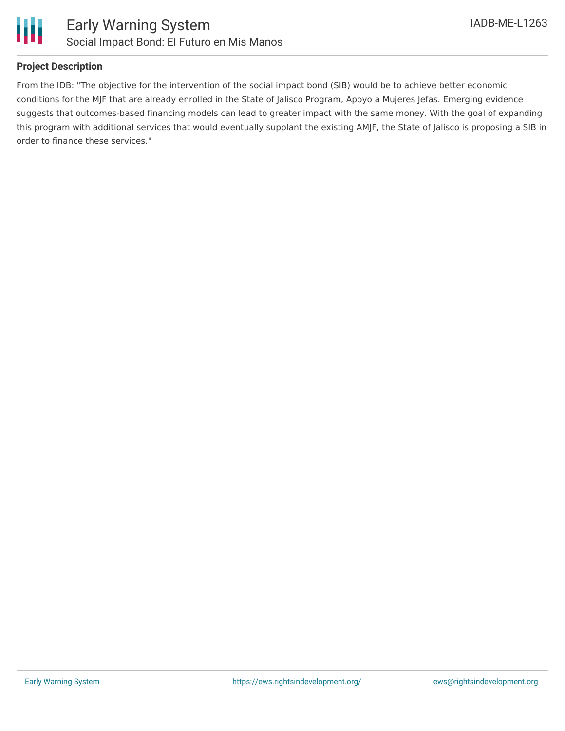### Project Description

From the IDB: "The objective for the intervention of the social impact bond (SIB) would be to achieve better economic conditions for the MJF that are already enrolled in the State of Jalisco Program, Apoyo a Mujeres Jefas. Emerging evidence suggests that outcomes-based financing models can lead to greater impact with the same money. With the goal of expanding this program with additional services that would eventually supplant the existing AMJF, the State of Jalisco is proposing a SIB in order to finance these services."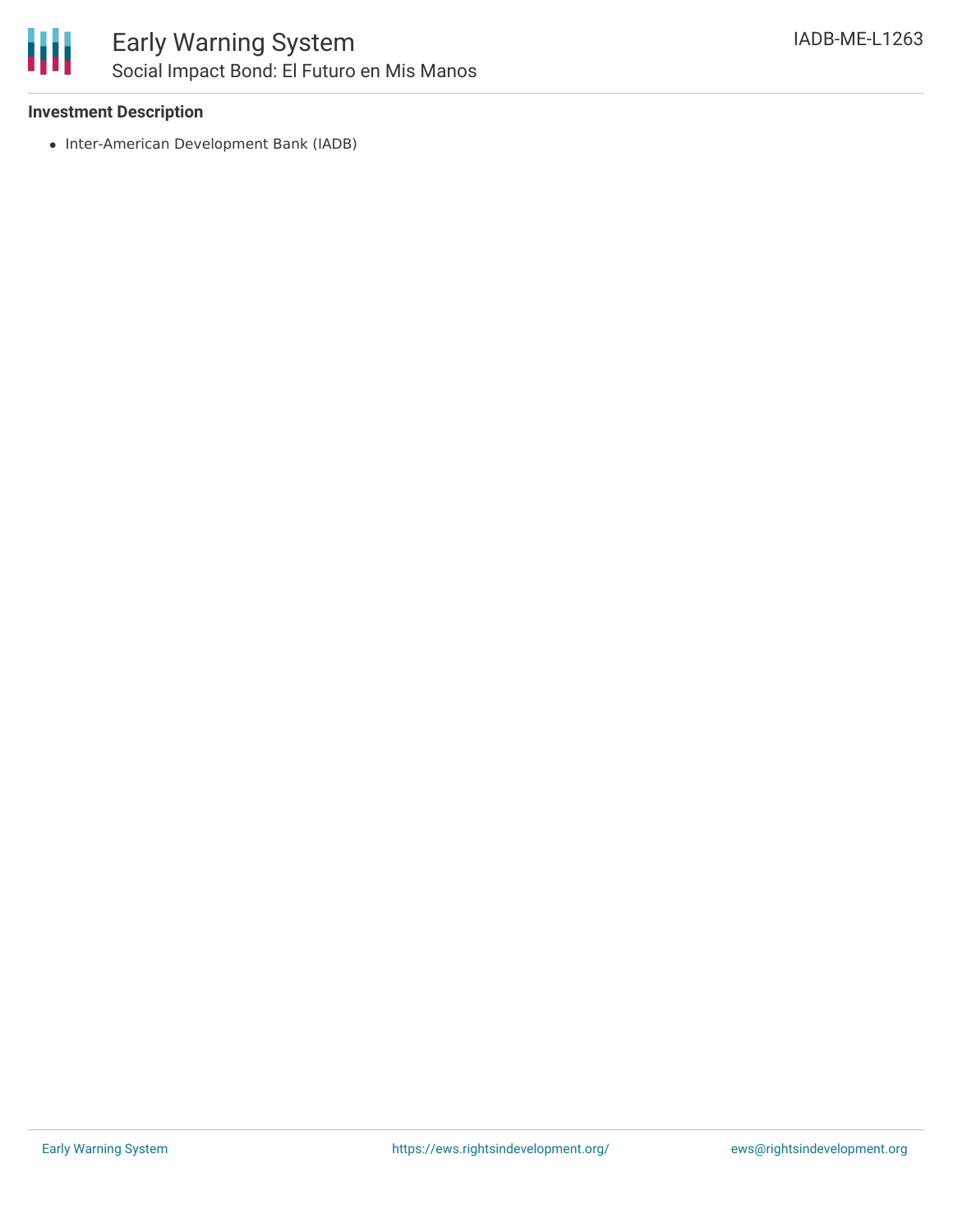**Investment Description**

- Inter-American Development Bank (IADB)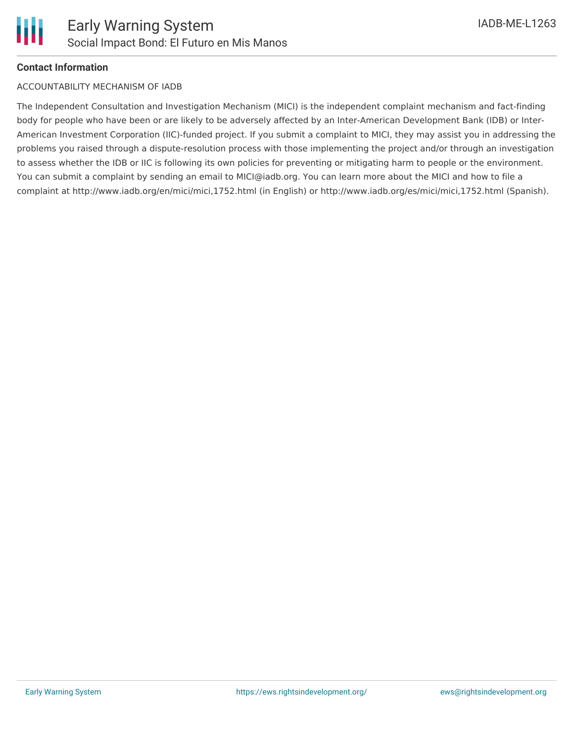**Contact Information**

ACCOUNTABILITY MECHANISM OF IADB

The Independent Consultation and Investigation Mechanism (MICI) is the independent complaint mechanism and fact-finding body for people who have been or are likely to be adversely affected by an Inter-American Development Bank (IDB) or Inter-American Investment Corporation (IIC)-funded project. If you submit a complaint to MICI, they may assist you in addressing the problems you raised through a dispute-resolution process with those implementing the project and/or through an investigation to assess whether the IDB or IIC is following its own policies for preventing or mitigating harm to people or the environment. You can submit a complaint by sending an email to MICI@iadb.org. You can learn more about the MICI and how to file a complaint at http://www.iadb.org/en/mici/mici,1752.html (in English) or http://www.iadb.org/es/mici/mici,1752.html (Spanish).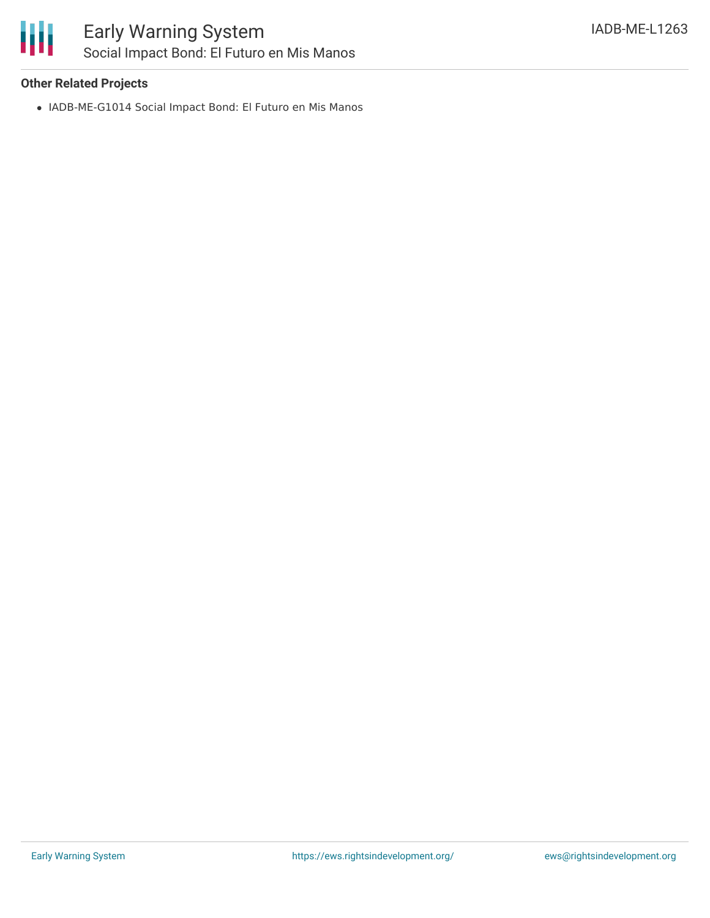**Other Related Projects**

- IADB-ME-G1014 Social Impact Bond: El Futuro en Mis Manos